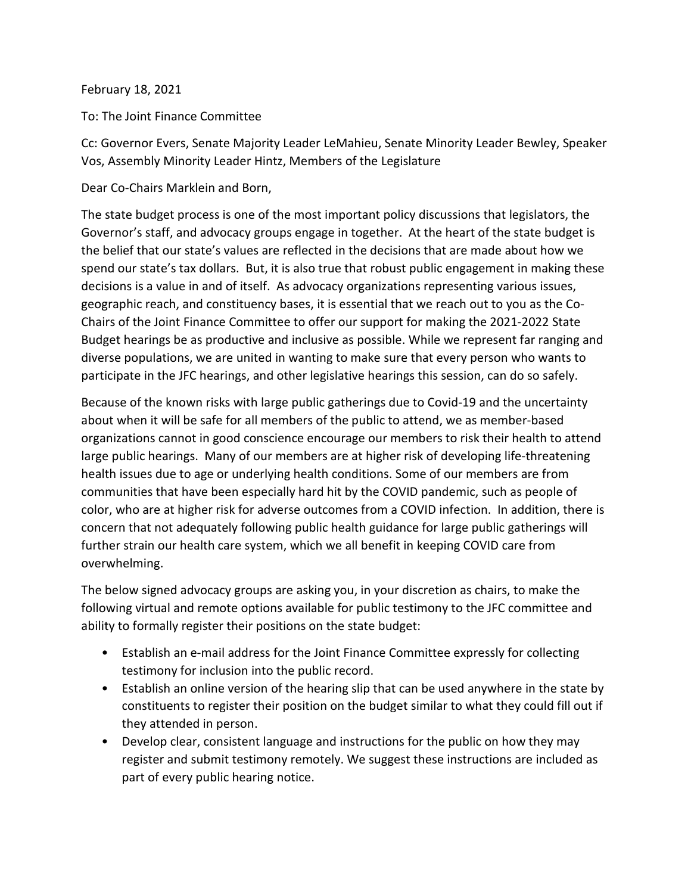February 18, 2021

To: The Joint Finance Committee

Cc: Governor Evers, Senate Majority Leader LeMahieu, Senate Minority Leader Bewley, Speaker Vos, Assembly Minority Leader Hintz, Members of the Legislature

Dear Co-Chairs Marklein and Born,

The state budget process is one of the most important policy discussions that legislators, the Governor's staff, and advocacy groups engage in together. At the heart of the state budget is the belief that our state's values are reflected in the decisions that are made about how we spend our state's tax dollars. But, it is also true that robust public engagement in making these decisions is a value in and of itself. As advocacy organizations representing various issues, geographic reach, and constituency bases, it is essential that we reach out to you as the Co-Chairs of the Joint Finance Committee to offer our support for making the 2021-2022 State Budget hearings be as productive and inclusive as possible. While we represent far ranging and diverse populations, we are united in wanting to make sure that every person who wants to participate in the JFC hearings, and other legislative hearings this session, can do so safely.

Because of the known risks with large public gatherings due to Covid-19 and the uncertainty about when it will be safe for all members of the public to attend, we as member-based organizations cannot in good conscience encourage our members to risk their health to attend large public hearings. Many of our members are at higher risk of developing life-threatening health issues due to age or underlying health conditions. Some of our members are from communities that have been especially hard hit by the COVID pandemic, such as people of color, who are at higher risk for adverse outcomes from a COVID infection. In addition, there is concern that not adequately following public health guidance for large public gatherings will further strain our health care system, which we all benefit in keeping COVID care from overwhelming.

The below signed advocacy groups are asking you, in your discretion as chairs, to make the following virtual and remote options available for public testimony to the JFC committee and ability to formally register their positions on the state budget:

- Establish an e-mail address for the Joint Finance Committee expressly for collecting testimony for inclusion into the public record.
- Establish an online version of the hearing slip that can be used anywhere in the state by constituents to register their position on the budget similar to what they could fill out if they attended in person.
- Develop clear, consistent language and instructions for the public on how they may register and submit testimony remotely. We suggest these instructions are included as part of every public hearing notice.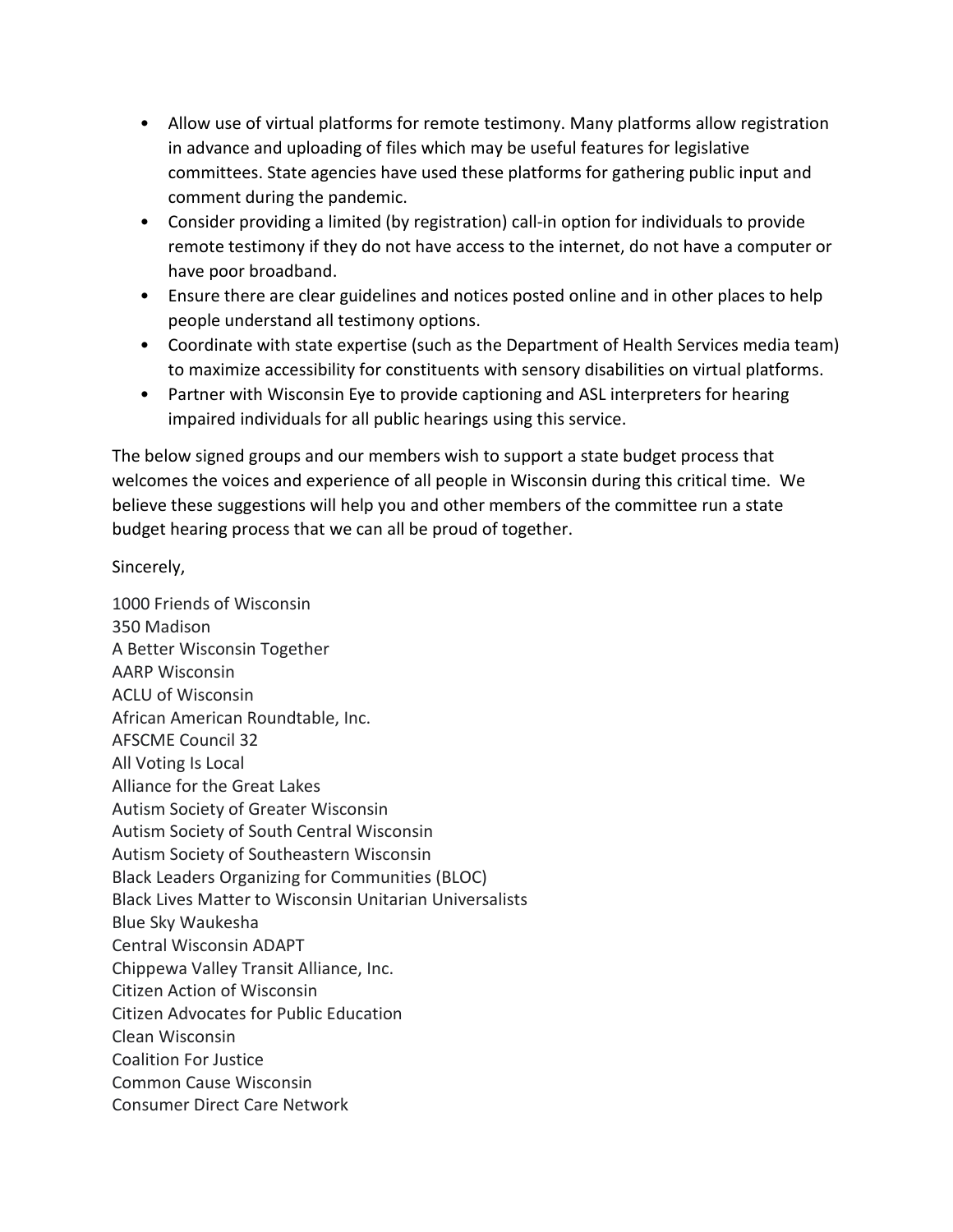- Allow use of virtual platforms for remote testimony. Many platforms allow registration in advance and uploading of files which may be useful features for legislative committees. State agencies have used these platforms for gathering public input and comment during the pandemic.
- Consider providing a limited (by registration) call-in option for individuals to provide remote testimony if they do not have access to the internet, do not have a computer or have poor broadband.
- Ensure there are clear guidelines and notices posted online and in other places to help people understand all testimony options.
- Coordinate with state expertise (such as the Department of Health Services media team) to maximize accessibility for constituents with sensory disabilities on virtual platforms.
- Partner with Wisconsin Eye to provide captioning and ASL interpreters for hearing impaired individuals for all public hearings using this service.

The below signed groups and our members wish to support a state budget process that welcomes the voices and experience of all people in Wisconsin during this critical time. We believe these suggestions will help you and other members of the committee run a state budget hearing process that we can all be proud of together.

Sincerely,

1000 Friends of Wisconsin
350 Madison
A Better Wisconsin Together
AARP Wisconsin
ACLU of Wisconsin
African American Roundtable, Inc.
AFSCME Council 32
All Voting Is Local
Alliance for the Great Lakes
Autism Society of Greater Wisconsin
Autism Society of South Central Wisconsin
Autism Society of Southeastern Wisconsin
Black Leaders Organizing for Communities (BLOC)
Black Lives Matter to Wisconsin Unitarian Universalists
Blue Sky Waukesha
Central Wisconsin ADAPT
Chippewa Valley Transit Alliance, Inc.
Citizen Action of Wisconsin
Citizen Advocates for Public Education
Clean Wisconsin
Coalition For Justice
Common Cause Wisconsin
Consumer Direct Care Network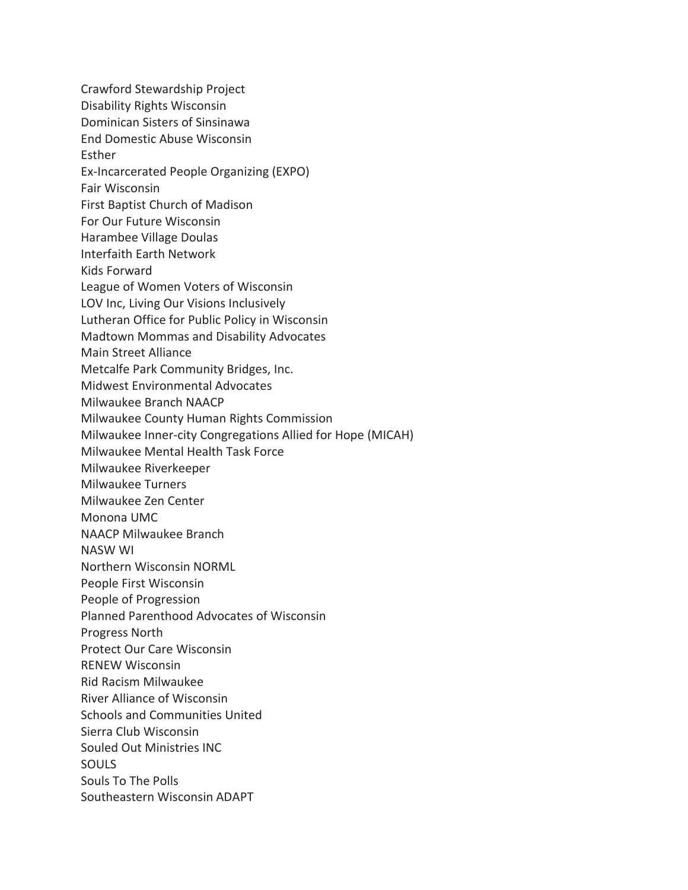Crawford Stewardship Project
Disability Rights Wisconsin
Dominican Sisters of Sinsinawa
End Domestic Abuse Wisconsin
Esther
Ex-Incarcerated People Organizing (EXPO)
Fair Wisconsin
First Baptist Church of Madison
For Our Future Wisconsin
Harambee Village Doulas
Interfaith Earth Network
Kids Forward
League of Women Voters of Wisconsin
LOV Inc, Living Our Visions Inclusively
Lutheran Office for Public Policy in Wisconsin
Madtown Mommas and Disability Advocates
Main Street Alliance
Metcalfe Park Community Bridges, Inc.
Midwest Environmental Advocates
Milwaukee Branch NAACP
Milwaukee County Human Rights Commission
Milwaukee Inner-city Congregations Allied for Hope (MICAH)
Milwaukee Mental Health Task Force
Milwaukee Riverkeeper
Milwaukee Turners
Milwaukee Zen Center
Monona UMC
NAACP Milwaukee Branch
NASW WI
Northern Wisconsin NORML
People First Wisconsin
People of Progression
Planned Parenthood Advocates of Wisconsin
Progress North
Protect Our Care Wisconsin
RENEW Wisconsin
Rid Racism Milwaukee
River Alliance of Wisconsin
Schools and Communities United
Sierra Club Wisconsin
Souled Out Ministries INC
SOULS
Souls To The Polls
Southeastern Wisconsin ADAPT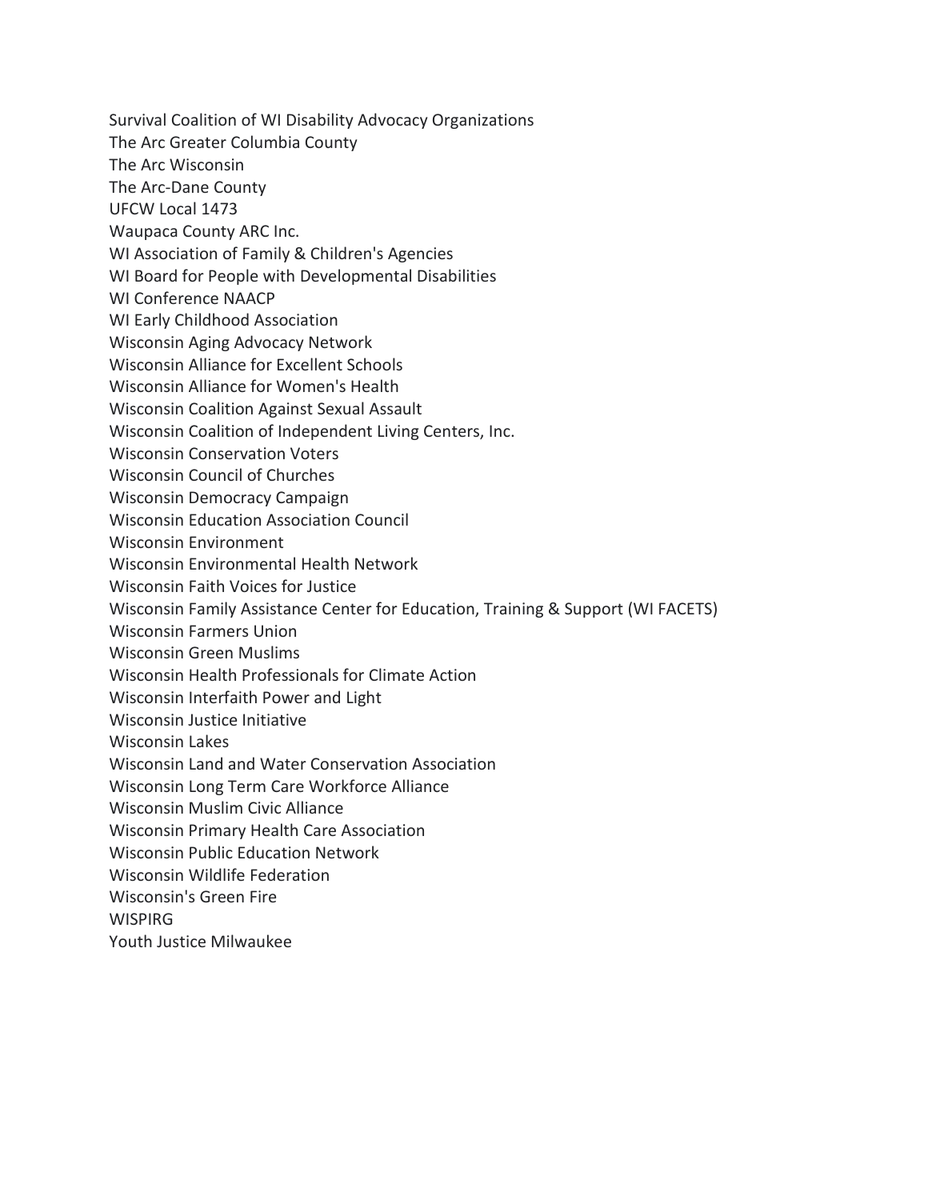Survival Coalition of WI Disability Advocacy Organizations
The Arc Greater Columbia County
The Arc Wisconsin
The Arc-Dane County
UFCW Local 1473
Waupaca County ARC Inc.
WI Association of Family & Children's Agencies
WI Board for People with Developmental Disabilities
WI Conference NAACP
WI Early Childhood Association
Wisconsin Aging Advocacy Network
Wisconsin Alliance for Excellent Schools
Wisconsin Alliance for Women's Health
Wisconsin Coalition Against Sexual Assault
Wisconsin Coalition of Independent Living Centers, Inc.
Wisconsin Conservation Voters
Wisconsin Council of Churches
Wisconsin Democracy Campaign
Wisconsin Education Association Council
Wisconsin Environment
Wisconsin Environmental Health Network
Wisconsin Faith Voices for Justice
Wisconsin Family Assistance Center for Education, Training & Support (WI FACETS)
Wisconsin Farmers Union
Wisconsin Green Muslims
Wisconsin Health Professionals for Climate Action
Wisconsin Interfaith Power and Light
Wisconsin Justice Initiative
Wisconsin Lakes
Wisconsin Land and Water Conservation Association
Wisconsin Long Term Care Workforce Alliance
Wisconsin Muslim Civic Alliance
Wisconsin Primary Health Care Association
Wisconsin Public Education Network
Wisconsin Wildlife Federation
Wisconsin's Green Fire
WISPIRG
Youth Justice Milwaukee